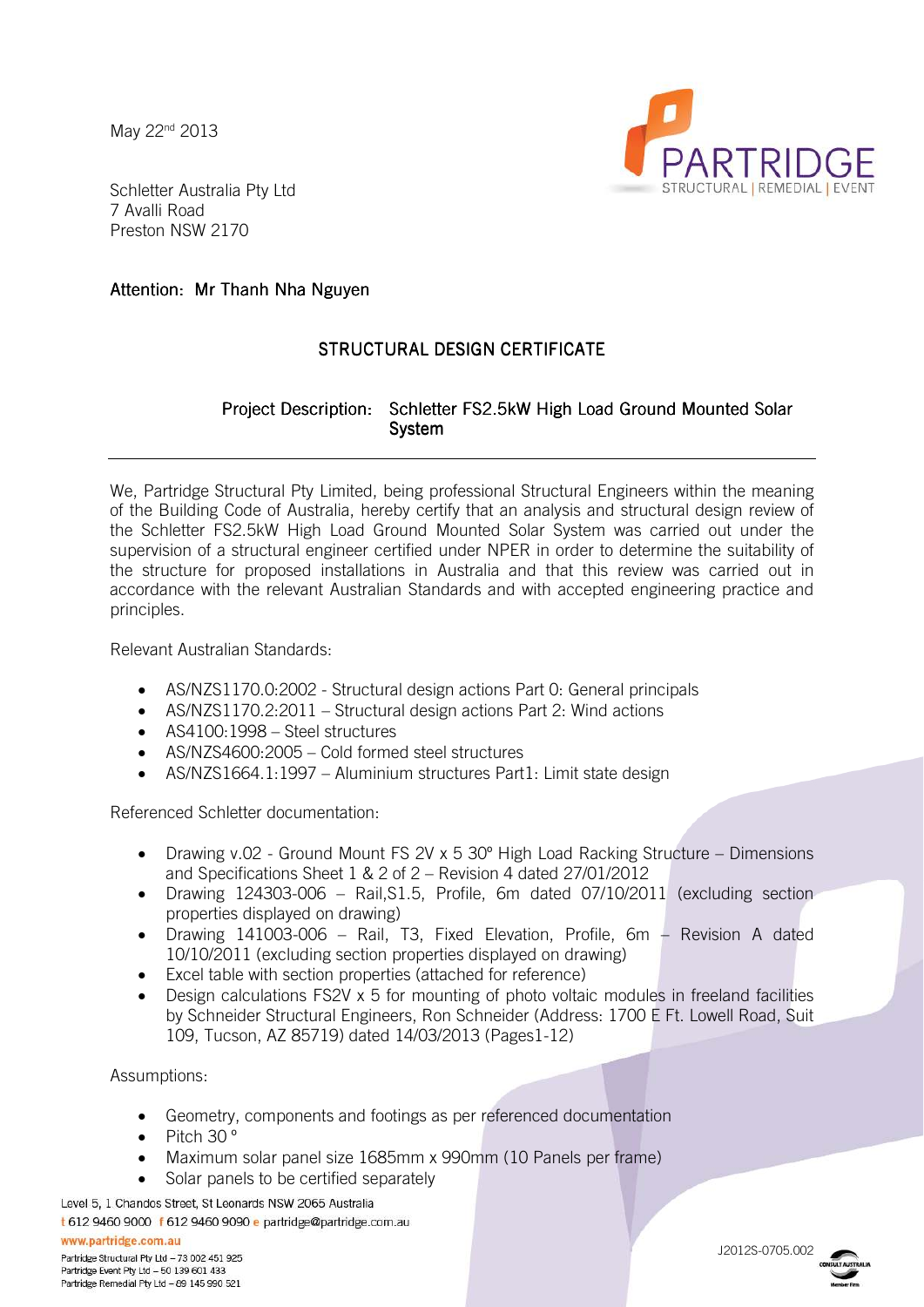May 22nd 2013

Schletter Australia Pty Ltd
7 Avalli Road
Preston NSW 2170

Attention: Mr Thanh Nha Nguyen

## STRUCTURAL DESIGN CERTIFICATE

**Project Description:** Schletter FS2.5kW High Load Ground Mounted Solar System

---

We, Partridge Structural Pty Limited, being professional Structural Engineers within the meaning of the Building Code of Australia, hereby certify that an analysis and structural design review of the Schletter FS2.5kW High Load Ground Mounted Solar System was carried out under the supervision of a structural engineer certified under NPER in order to determine the suitability of the structure for proposed installations in Australia and that this review was carried out in accordance with the relevant Australian Standards and with accepted engineering practice and principles.

Relevant Australian Standards:

- AS/NZS1170.0:2002 - Structural design actions Part 0: General principals
- AS/NZS1170.2:2011 – Structural design actions Part 2: Wind actions
- AS4100:1998 – Steel structures
- AS/NZS4600:2005 – Cold formed steel structures
- AS/NZS1664.1:1997 – Aluminium structures Part1: Limit state design

Referenced Schletter documentation:

- Drawing v.02 - Ground Mount FS 2V x 5 30º High Load Racking Structure – Dimensions and Specifications Sheet 1 & 2 of 2 – Revision 4 dated 27/01/2012
- Drawing 124303-006 – Rail,S1.5, Profile, 6m dated 07/10/2011 (excluding section properties displayed on drawing)
- Drawing 141003-006 – Rail, T3, Fixed Elevation, Profile, 6m – Revision A dated 10/10/2011 (excluding section properties displayed on drawing)
- Excel table with section properties (attached for reference)
- Design calculations FS2V x 5 for mounting of photo voltaic modules in freeland facilities by Schneider Structural Engineers, Ron Schneider (Address: 1700 E Ft. Lowell Road, Suit 109, Tucson, AZ 85719) dated 14/03/2013 (Pages1-12)

Assumptions:

- Geometry, components and footings as per referenced documentation
- Pitch 30 º
- Maximum solar panel size 1685mm x 990mm (10 Panels per frame)
- Solar panels to be certified separately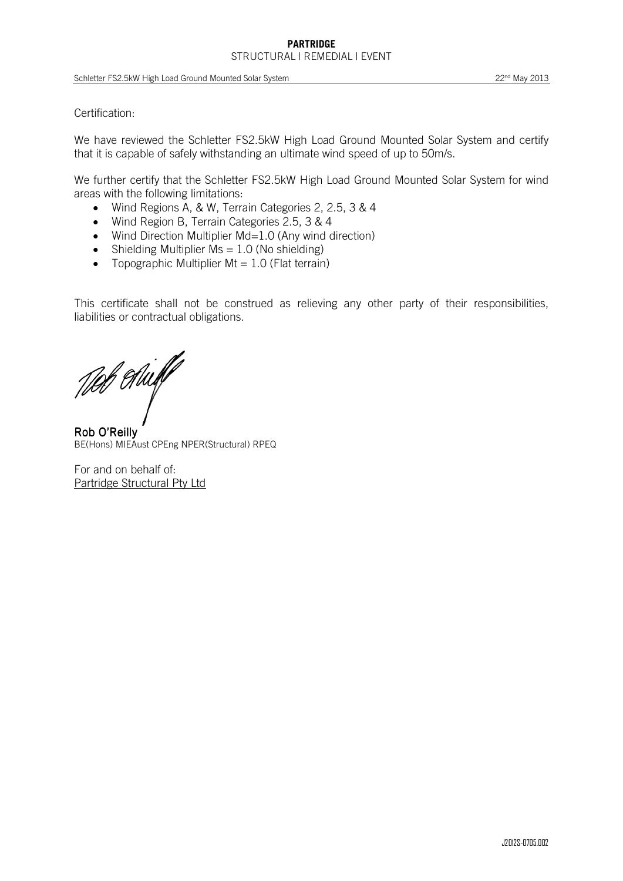Certification:

We have reviewed the Schletter FS2.5kW High Load Ground Mounted Solar System and certify that it is capable of safely withstanding an ultimate wind speed of up to 50m/s.

We further certify that the Schletter FS2.5kW High Load Ground Mounted Solar System for wind areas with the following limitations:

- Wind Regions A, & W, Terrain Categories 2, 2.5, 3 & 4
- Wind Region B, Terrain Categories 2.5, 3 & 4
- Wind Direction Multiplier Md=1.0 (Any wind direction)
- Shielding Multiplier Ms = 1.0 (No shielding)
- Topographic Multiplier Mt = 1.0 (Flat terrain)

This certificate shall not be construed as relieving any other party of their responsibilities, liabilities or contractual obligations.

**Rob O'Reilly**
BE(Hons) MIEAust CPEng NPER(Structural) RPEQ

For and on behalf of:
Partridge Structural Pty Ltd

J2012S-0705.002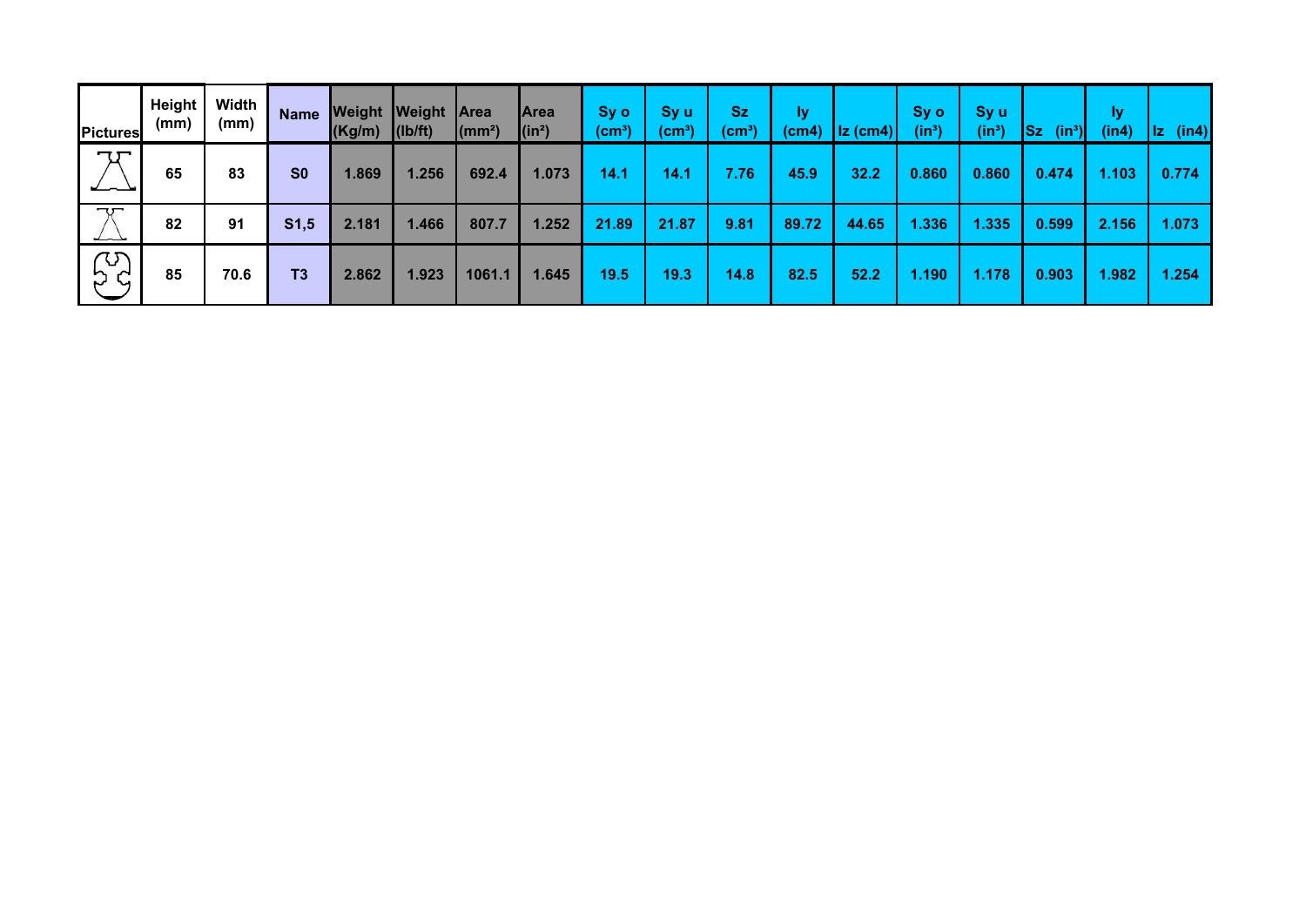| Pictures | Height (mm) | Width (mm) | Name | Weight (Kg/m) | Weight (lb/ft) | Area (mm²) | Area (in²) | Sy o (cm³) | Sy u (cm³) | Sz (cm³) | Iy (cm4) | Iz (cm4) | Sy o (in³) | Sy u (in³) | Sz (in³) | Iy (in4) | Iz (in4) |
|---|---|---|---|---|---|---|---|---|---|---|---|---|---|---|---|---|---|
| | 65 | 83 | S0 | 1.869 | 1.256 | 692.4 | 1.073 | 14.1 | 14.1 | 7.76 | 45.9 | 32.2 | 0.860 | 0.860 | 0.474 | 1.103 | 0.774 |
| | 82 | 91 | S1,5 | 2.181 | 1.466 | 807.7 | 1.252 | 21.89 | 21.87 | 9.81 | 89.72 | 44.65 | 1.336 | 1.335 | 0.599 | 2.156 | 1.073 |
| | 85 | 70.6 | T3 | 2.862 | 1.923 | 1061.1 | 1.645 | 19.5 | 19.3 | 14.8 | 82.5 | 52.2 | 1.190 | 1.178 | 0.903 | 1.982 | 1.254 |